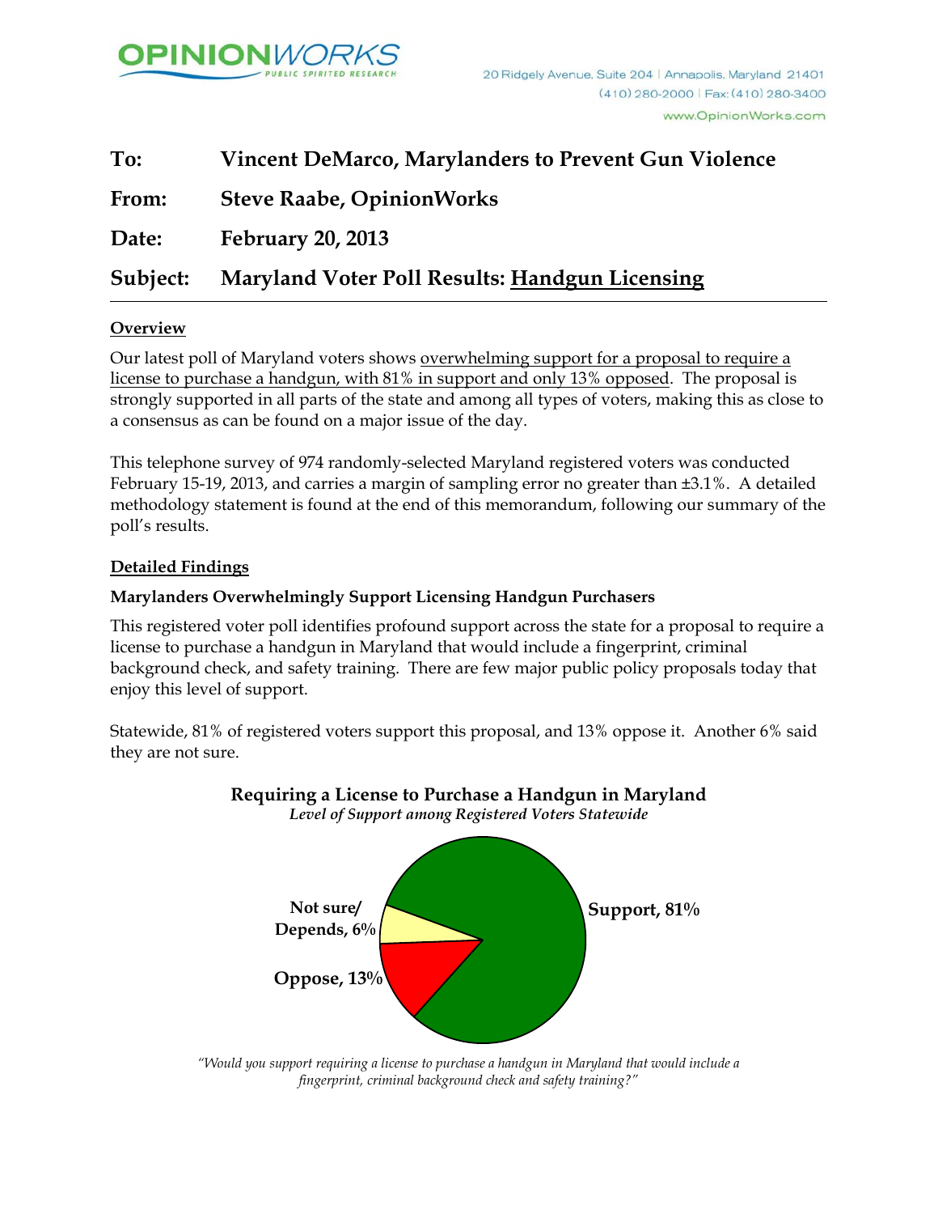**OPINIONWORKS**
PUBLIC SPIRITED RESEARCH

20 Ridgely Avenue, Suite 204 | Annapolis, Maryland 21401
(410) 280-2000 | Fax: (410) 280-3400
www.OpinionWorks.com

**To:** **Vincent DeMarco, Marylanders to Prevent Gun Violence**

**From:** **Steve Raabe, OpinionWorks**

**Date:** **February 20, 2013**

**Subject:** **Maryland Voter Poll Results: Handgun Licensing**

---

## Overview

Our latest poll of Maryland voters shows overwhelming support for a proposal to require a license to purchase a handgun, with 81% in support and only 13% opposed. The proposal is strongly supported in all parts of the state and among all types of voters, making this as close to a consensus as can be found on a major issue of the day.

This telephone survey of 974 randomly-selected Maryland registered voters was conducted February 15-19, 2013, and carries a margin of sampling error no greater than ±3.1%. A detailed methodology statement is found at the end of this memorandum, following our summary of the poll's results.

## Detailed Findings

### Marylanders Overwhelmingly Support Licensing Handgun Purchasers

This registered voter poll identifies profound support across the state for a proposal to require a license to purchase a handgun in Maryland that would include a fingerprint, criminal background check, and safety training. There are few major public policy proposals today that enjoy this level of support.

Statewide, 81% of registered voters support this proposal, and 13% oppose it. Another 6% said they are not sure.

**Requiring a License to Purchase a Handgun in Maryland**
*Level of Support among Registered Voters Statewide*

| Response | Percent |
|---|---|
| Support | 81% |
| Oppose | 13% |
| Not sure/ Depends | 6% |

*"Would you support requiring a license to purchase a handgun in Maryland that would include a fingerprint, criminal background check and safety training?"*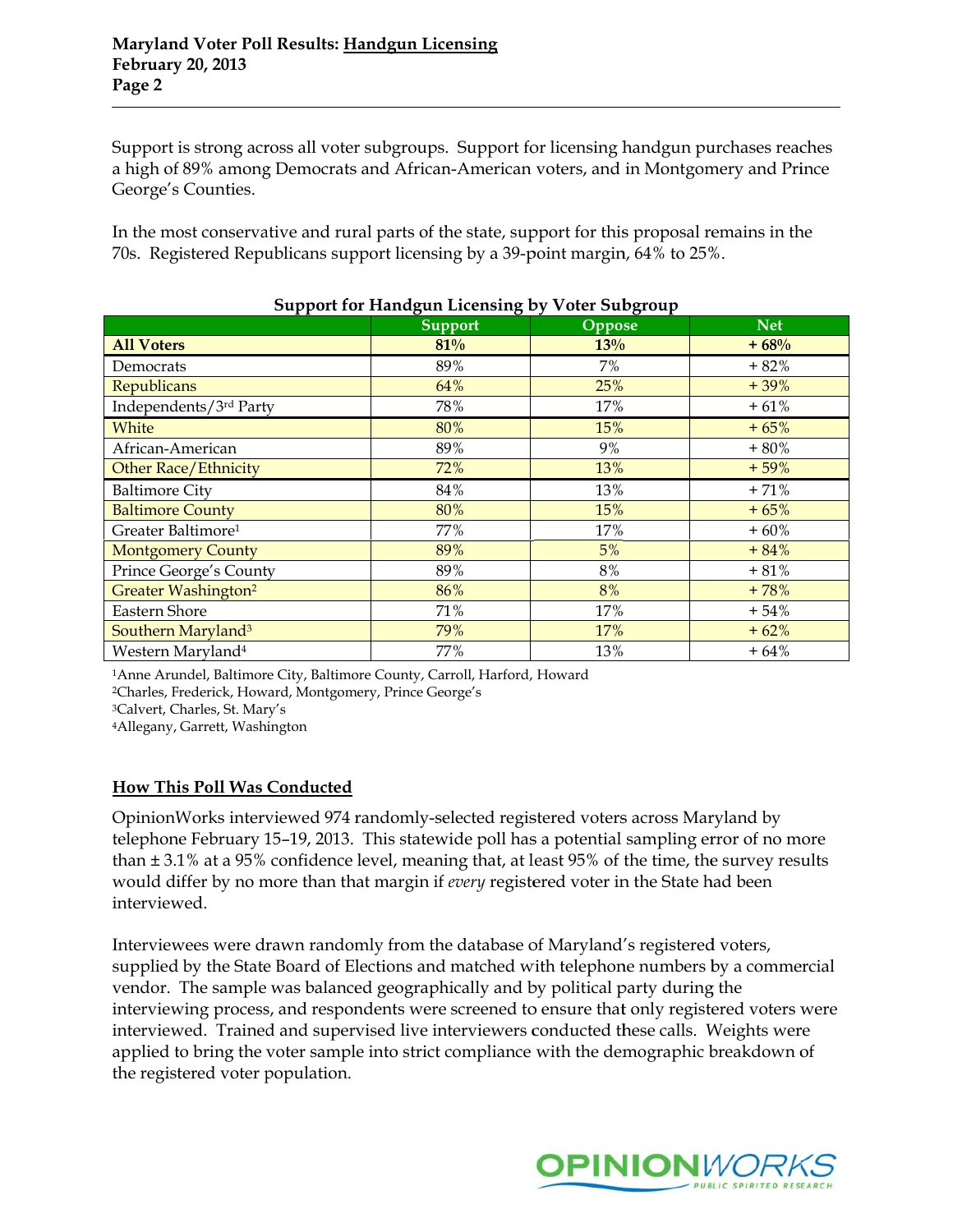Support is strong across all voter subgroups. Support for licensing handgun purchases reaches a high of 89% among Democrats and African-American voters, and in Montgomery and Prince George's Counties.

In the most conservative and rural parts of the state, support for this proposal remains in the 70s. Registered Republicans support licensing by a 39-point margin, 64% to 25%.

**Support for Handgun Licensing by Voter Subgroup**

| | Support | Oppose | Net |
|---|---|---|---|
| **All Voters** | **81%** | **13%** | **+ 68%** |
| Democrats | 89% | 7% | + 82% |
| Republicans | 64% | 25% | + 39% |
| Independents/3rd Party | 78% | 17% | + 61% |
| White | 80% | 15% | + 65% |
| African-American | 89% | 9% | + 80% |
| Other Race/Ethnicity | 72% | 13% | + 59% |
| Baltimore City | 84% | 13% | + 71% |
| Baltimore County | 80% | 15% | + 65% |
| Greater Baltimore[1] | 77% | 17% | + 60% |
| Montgomery County | 89% | 5% | + 84% |
| Prince George's County | 89% | 8% | + 81% |
| Greater Washington[2] | 86% | 8% | + 78% |
| Eastern Shore | 71% | 17% | + 54% |
| Southern Maryland[3] | 79% | 17% | + 62% |
| Western Maryland[4] | 77% | 13% | + 64% |

[1]Anne Arundel, Baltimore City, Baltimore County, Carroll, Harford, Howard
[2]Charles, Frederick, Howard, Montgomery, Prince George's
[3]Calvert, Charles, St. Mary's
[4]Allegany, Garrett, Washington

## How This Poll Was Conducted

OpinionWorks interviewed 974 randomly-selected registered voters across Maryland by telephone February 15–19, 2013. This statewide poll has a potential sampling error of no more than ± 3.1% at a 95% confidence level, meaning that, at least 95% of the time, the survey results would differ by no more than that margin if *every* registered voter in the State had been interviewed.

Interviewees were drawn randomly from the database of Maryland's registered voters, supplied by the State Board of Elections and matched with telephone numbers by a commercial vendor. The sample was balanced geographically and by political party during the interviewing process, and respondents were screened to ensure that only registered voters were interviewed. Trained and supervised live interviewers conducted these calls. Weights were applied to bring the voter sample into strict compliance with the demographic breakdown of the registered voter population.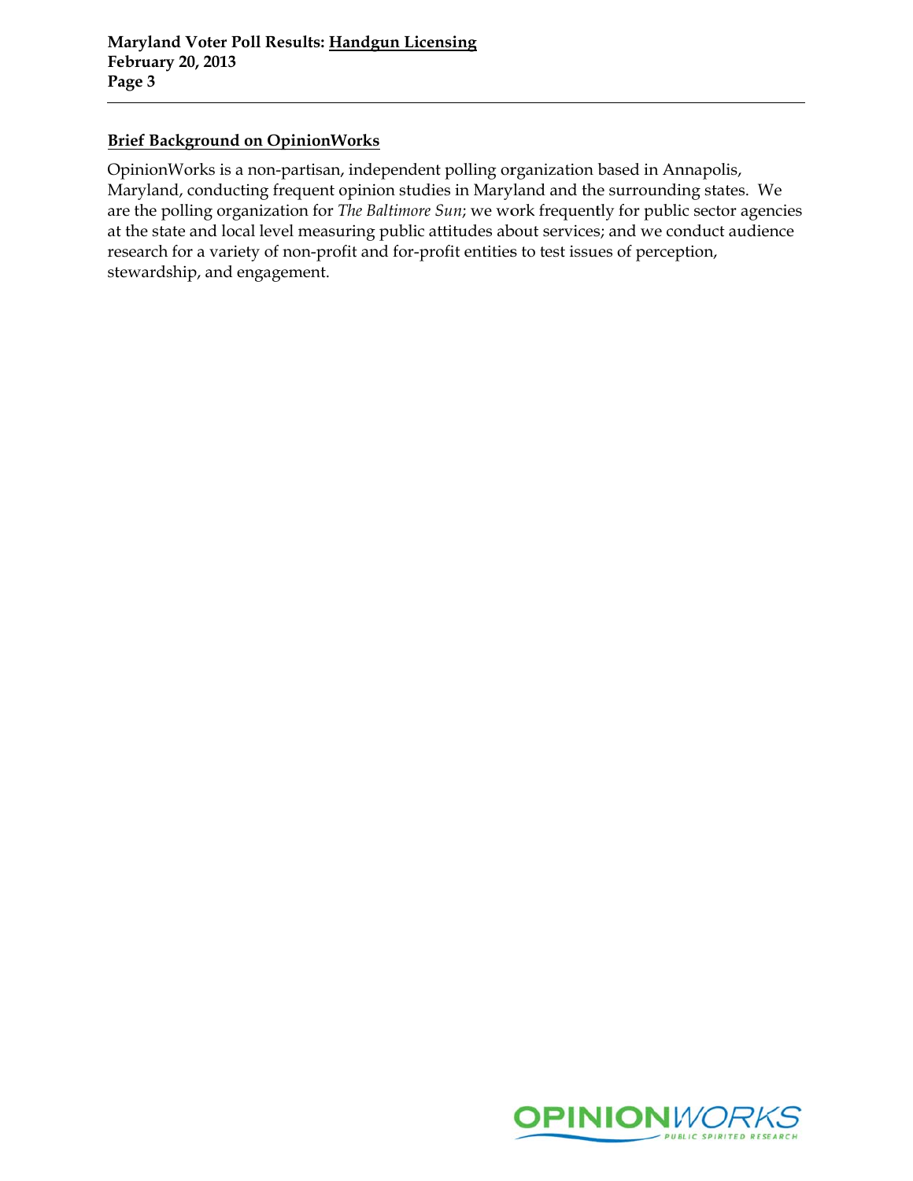## Brief Background on OpinionWorks

OpinionWorks is a non-partisan, independent polling organization based in Annapolis, Maryland, conducting frequent opinion studies in Maryland and the surrounding states. We are the polling organization for *The Baltimore Sun*; we work frequently for public sector agencies at the state and local level measuring public attitudes about services; and we conduct audience research for a variety of non-profit and for-profit entities to test issues of perception, stewardship, and engagement.